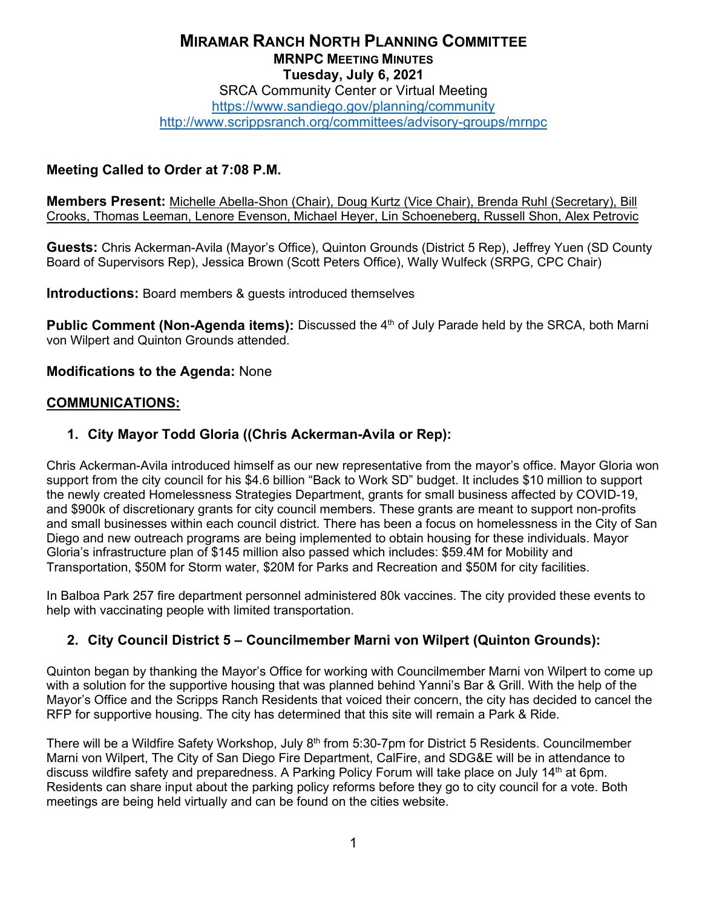# MIRAMAR RANCH NORTH PLANNING COMMITTEE

## MRNPC MEETING MINUTES

**Tuesday, July 6, 2021**

SRCA Community Center or Virtual Meeting

https://www.sandiego.gov/planning/community

http://www.scrippsranch.org/committees/advisory-groups/mrnpc

**Meeting Called to Order at 7:08 P.M.**

**Members Present:** Michelle Abella-Shon (Chair), Doug Kurtz (Vice Chair), Brenda Ruhl (Secretary), Bill Crooks, Thomas Leeman, Lenore Evenson, Michael Heyer, Lin Schoeneberg, Russell Shon, Alex Petrovic

**Guests:** Chris Ackerman-Avila (Mayor's Office), Quinton Grounds (District 5 Rep), Jeffrey Yuen (SD County Board of Supervisors Rep), Jessica Brown (Scott Peters Office), Wally Wulfeck (SRPG, CPC Chair)

**Introductions:** Board members & guests introduced themselves

**Public Comment (Non-Agenda items):** Discussed the 4th of July Parade held by the SRCA, both Marni von Wilpert and Quinton Grounds attended.

**Modifications to the Agenda:** None

## COMMUNICATIONS:

### 1. City Mayor Todd Gloria ((Chris Ackerman-Avila or Rep):

Chris Ackerman-Avila introduced himself as our new representative from the mayor's office. Mayor Gloria won support from the city council for his $4.6 billion "Back to Work SD" budget. It includes $10 million to support the newly created Homelessness Strategies Department, grants for small business affected by COVID-19, and $900k of discretionary grants for city council members. These grants are meant to support non-profits and small businesses within each council district. There has been a focus on homelessness in the City of San Diego and new outreach programs are being implemented to obtain housing for these individuals. Mayor Gloria's infrastructure plan of $145 million also passed which includes: $59.4M for Mobility and Transportation, $50M for Storm water, $20M for Parks and Recreation and $50M for city facilities.

In Balboa Park 257 fire department personnel administered 80k vaccines. The city provided these events to help with vaccinating people with limited transportation.

### 2. City Council District 5 – Councilmember Marni von Wilpert (Quinton Grounds):

Quinton began by thanking the Mayor's Office for working with Councilmember Marni von Wilpert to come up with a solution for the supportive housing that was planned behind Yanni's Bar & Grill. With the help of the Mayor's Office and the Scripps Ranch Residents that voiced their concern, the city has decided to cancel the RFP for supportive housing. The city has determined that this site will remain a Park & Ride.

There will be a Wildfire Safety Workshop, July 8th from 5:30-7pm for District 5 Residents. Councilmember Marni von Wilpert, The City of San Diego Fire Department, CalFire, and SDG&E will be in attendance to discuss wildfire safety and preparedness. A Parking Policy Forum will take place on July 14th at 6pm. Residents can share input about the parking policy reforms before they go to city council for a vote. Both meetings are being held virtually and can be found on the cities website.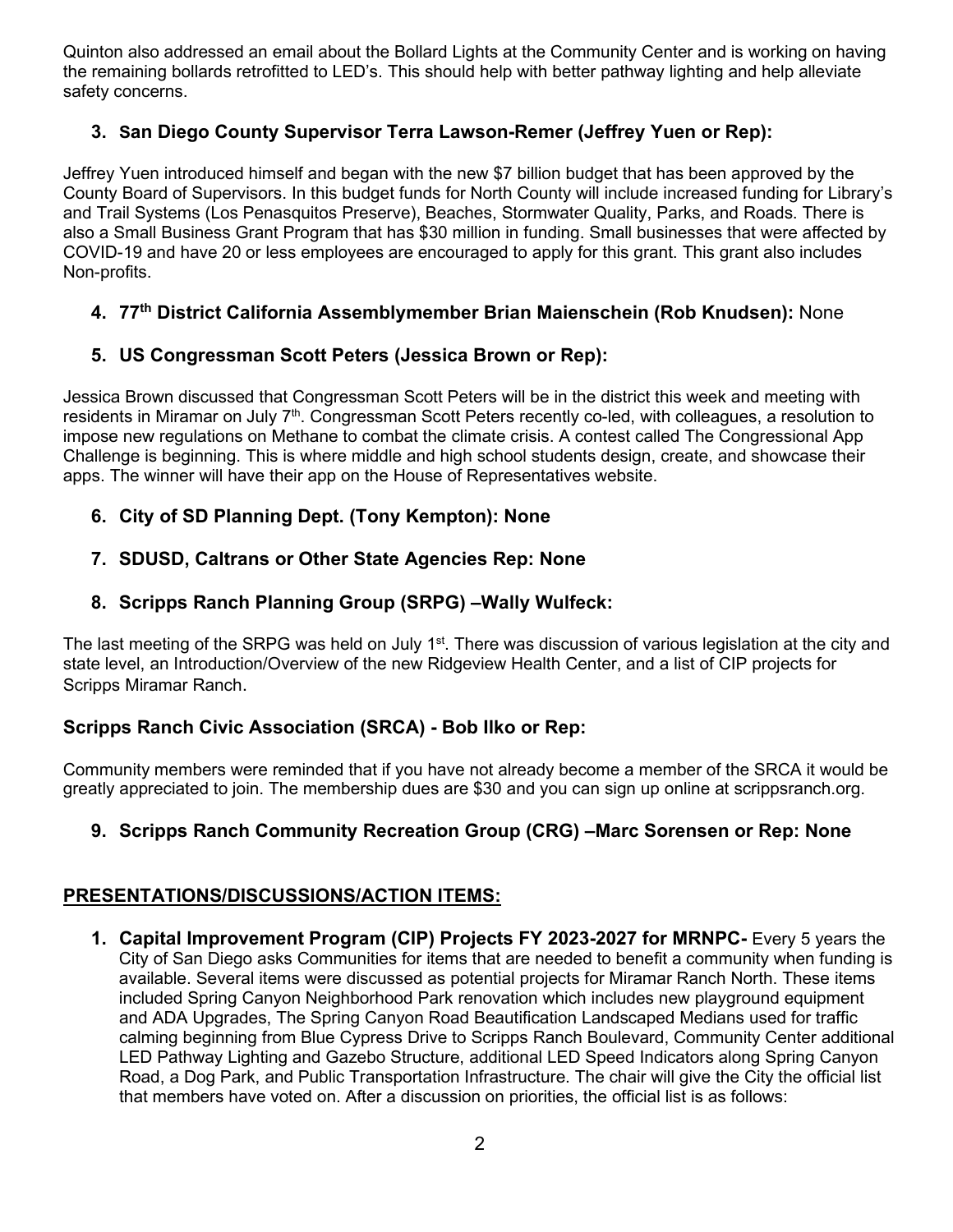Quinton also addressed an email about the Bollard Lights at the Community Center and is working on having the remaining bollards retrofitted to LED's. This should help with better pathway lighting and help alleviate safety concerns.

3. **San Diego County Supervisor Terra Lawson-Remer (Jeffrey Yuen or Rep):**

Jeffrey Yuen introduced himself and began with the new $7 billion budget that has been approved by the County Board of Supervisors. In this budget funds for North County will include increased funding for Library's and Trail Systems (Los Penasquitos Preserve), Beaches, Stormwater Quality, Parks, and Roads. There is also a Small Business Grant Program that has $30 million in funding. Small businesses that were affected by COVID-19 and have 20 or less employees are encouraged to apply for this grant. This grant also includes Non-profits.

4. **77th District California Assemblymember Brian Maienschein (Rob Knudsen):** None

5. **US Congressman Scott Peters (Jessica Brown or Rep):**

Jessica Brown discussed that Congressman Scott Peters will be in the district this week and meeting with residents in Miramar on July 7th. Congressman Scott Peters recently co-led, with colleagues, a resolution to impose new regulations on Methane to combat the climate crisis. A contest called The Congressional App Challenge is beginning. This is where middle and high school students design, create, and showcase their apps. The winner will have their app on the House of Representatives website.

6. **City of SD Planning Dept. (Tony Kempton): None**

7. **SDUSD, Caltrans or Other State Agencies Rep: None**

8. **Scripps Ranch Planning Group (SRPG) –Wally Wulfeck:**

The last meeting of the SRPG was held on July 1st. There was discussion of various legislation at the city and state level, an Introduction/Overview of the new Ridgeview Health Center, and a list of CIP projects for Scripps Miramar Ranch.

**Scripps Ranch Civic Association (SRCA) - Bob Ilko or Rep:**

Community members were reminded that if you have not already become a member of the SRCA it would be greatly appreciated to join. The membership dues are $30 and you can sign up online at scrippsranch.org.

9. **Scripps Ranch Community Recreation Group (CRG) –Marc Sorensen or Rep: None**

## PRESENTATIONS/DISCUSSIONS/ACTION ITEMS:

1. **Capital Improvement Program (CIP) Projects FY 2023-2027 for MRNPC-** Every 5 years the City of San Diego asks Communities for items that are needed to benefit a community when funding is available. Several items were discussed as potential projects for Miramar Ranch North. These items included Spring Canyon Neighborhood Park renovation which includes new playground equipment and ADA Upgrades, The Spring Canyon Road Beautification Landscaped Medians used for traffic calming beginning from Blue Cypress Drive to Scripps Ranch Boulevard, Community Center additional LED Pathway Lighting and Gazebo Structure, additional LED Speed Indicators along Spring Canyon Road, a Dog Park, and Public Transportation Infrastructure. The chair will give the City the official list that members have voted on. After a discussion on priorities, the official list is as follows: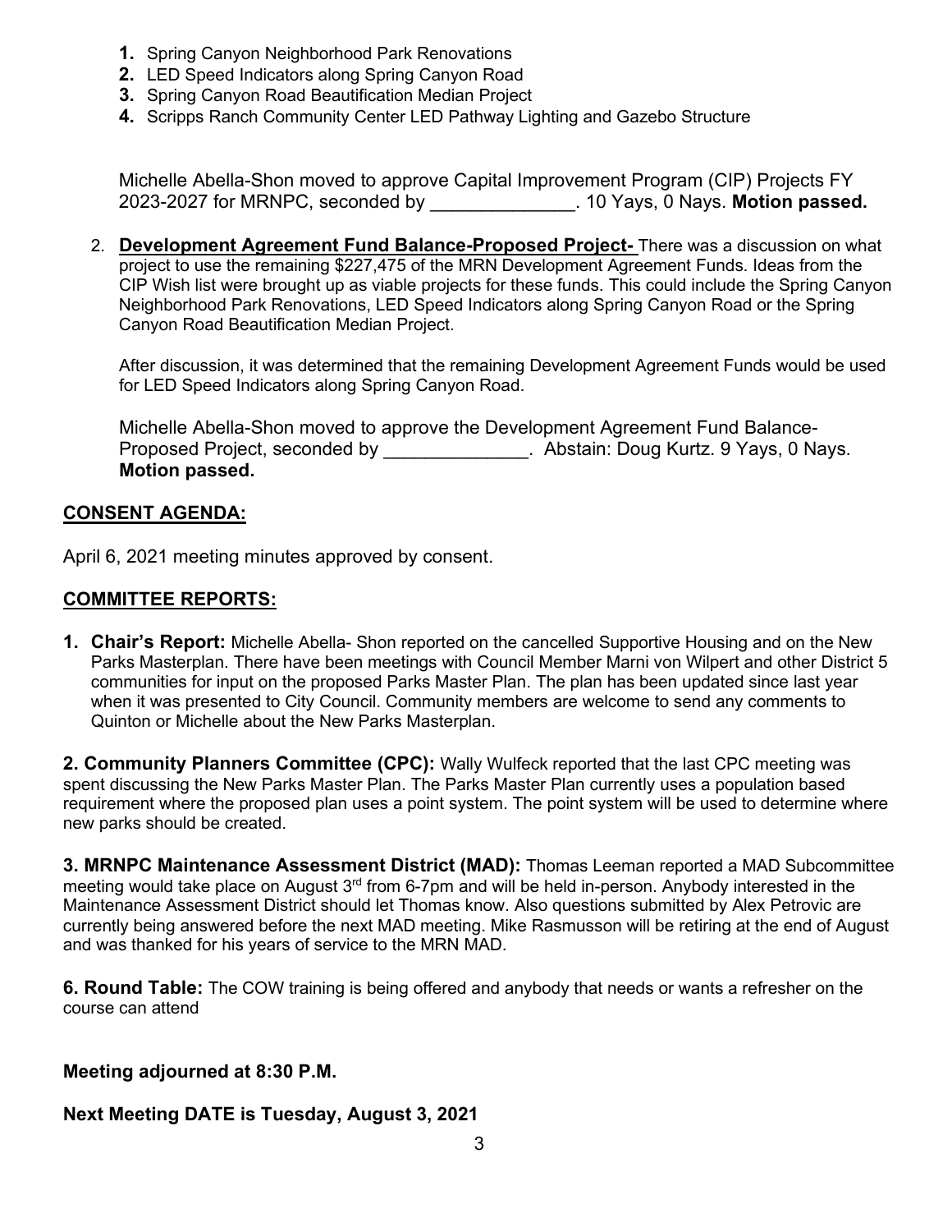1. Spring Canyon Neighborhood Park Renovations
2. LED Speed Indicators along Spring Canyon Road
3. Spring Canyon Road Beautification Median Project
4. Scripps Ranch Community Center LED Pathway Lighting and Gazebo Structure

Michelle Abella-Shon moved to approve Capital Improvement Program (CIP) Projects FY 2023-2027 for MRNPC, seconded by ______________. 10 Yays, 0 Nays. **Motion passed.**

2. **Development Agreement Fund Balance-Proposed Project-** There was a discussion on what project to use the remaining $227,475 of the MRN Development Agreement Funds. Ideas from the CIP Wish list were brought up as viable projects for these funds. This could include the Spring Canyon Neighborhood Park Renovations, LED Speed Indicators along Spring Canyon Road or the Spring Canyon Road Beautification Median Project.

   After discussion, it was determined that the remaining Development Agreement Funds would be used for LED Speed Indicators along Spring Canyon Road.

   Michelle Abella-Shon moved to approve the Development Agreement Fund Balance-Proposed Project, seconded by ______________. Abstain: Doug Kurtz. 9 Yays, 0 Nays. **Motion passed.**

## CONSENT AGENDA:

April 6, 2021 meeting minutes approved by consent.

## COMMITTEE REPORTS:

**1. Chair's Report:** Michelle Abella- Shon reported on the cancelled Supportive Housing and on the New Parks Masterplan. There have been meetings with Council Member Marni von Wilpert and other District 5 communities for input on the proposed Parks Master Plan. The plan has been updated since last year when it was presented to City Council. Community members are welcome to send any comments to Quinton or Michelle about the New Parks Masterplan.

**2. Community Planners Committee (CPC):** Wally Wulfeck reported that the last CPC meeting was spent discussing the New Parks Master Plan. The Parks Master Plan currently uses a population based requirement where the proposed plan uses a point system. The point system will be used to determine where new parks should be created.

**3. MRNPC Maintenance Assessment District (MAD):** Thomas Leeman reported a MAD Subcommittee meeting would take place on August 3rd from 6-7pm and will be held in-person. Anybody interested in the Maintenance Assessment District should let Thomas know. Also questions submitted by Alex Petrovic are currently being answered before the next MAD meeting. Mike Rasmusson will be retiring at the end of August and was thanked for his years of service to the MRN MAD.

**6. Round Table:** The COW training is being offered and anybody that needs or wants a refresher on the course can attend

**Meeting adjourned at 8:30 P.M.**

**Next Meeting DATE is Tuesday, August 3, 2021**